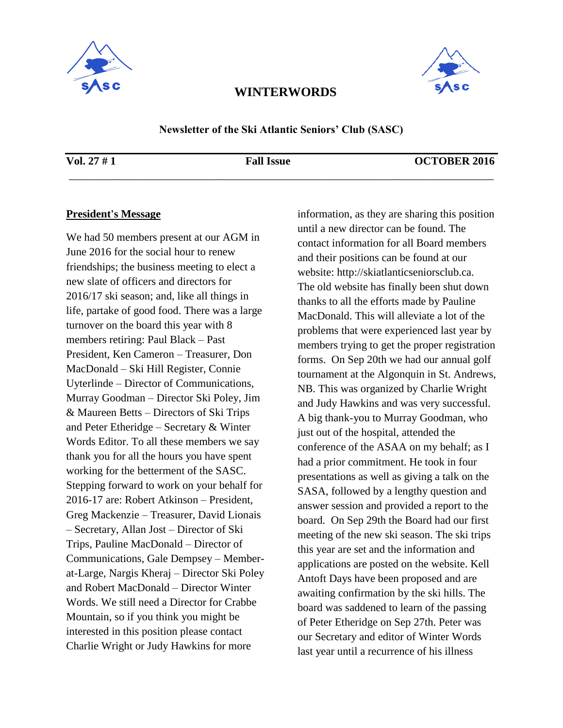# WINTERWORDS

**Newsletter of the Ski Atlantic Seniors' Club (SASC)**

**Vol. 27 # 1** **Fall Issue** **OCTOBER 2016**

---

## President's Message

We had 50 members present at our AGM in June 2016 for the social hour to renew friendships; the business meeting to elect a new slate of officers and directors for 2016/17 ski season; and, like all things in life, partake of good food. There was a large turnover on the board this year with 8 members retiring: Paul Black – Past President, Ken Cameron – Treasurer, Don MacDonald – Ski Hill Register, Connie Uyterlinde – Director of Communications, Murray Goodman – Director Ski Poley, Jim & Maureen Betts – Directors of Ski Trips and Peter Etheridge – Secretary & Winter Words Editor. To all these members we say thank you for all the hours you have spent working for the betterment of the SASC. Stepping forward to work on your behalf for 2016-17 are: Robert Atkinson – President, Greg Mackenzie – Treasurer, David Lionais – Secretary, Allan Jost – Director of Ski Trips, Pauline MacDonald – Director of Communications, Gale Dempsey – Member-at-Large, Nargis Kheraj – Director Ski Poley and Robert MacDonald – Director Winter Words. We still need a Director for Crabbe Mountain, so if you think you might be interested in this position please contact Charlie Wright or Judy Hawkins for more information, as they are sharing this position until a new director can be found. The contact information for all Board members and their positions can be found at our website: http://skiatlanticseniorsclub.ca. The old website has finally been shut down thanks to all the efforts made by Pauline MacDonald. This will alleviate a lot of the problems that were experienced last year by members trying to get the proper registration forms. On Sep 20th we had our annual golf tournament at the Algonquin in St. Andrews, NB. This was organized by Charlie Wright and Judy Hawkins and was very successful. A big thank-you to Murray Goodman, who just out of the hospital, attended the conference of the ASAA on my behalf; as I had a prior commitment. He took in four presentations as well as giving a talk on the SASA, followed by a lengthy question and answer session and provided a report to the board. On Sep 29th the Board had our first meeting of the new ski season. The ski trips this year are set and the information and applications are posted on the website. Kell Antoft Days have been proposed and are awaiting confirmation by the ski hills. The board was saddened to learn of the passing of Peter Etheridge on Sep 27th. Peter was our Secretary and editor of Winter Words last year until a recurrence of his illness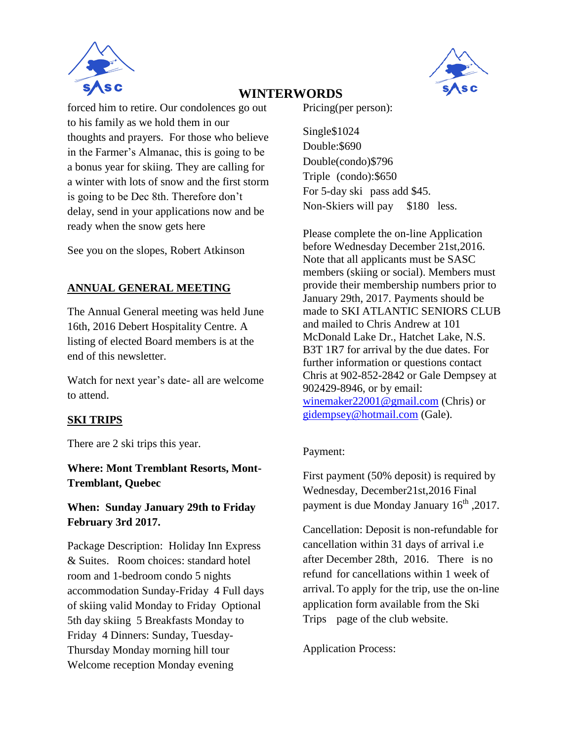# WINTERWORDS

forced him to retire. Our condolences go out to his family as we hold them in our thoughts and prayers. For those who believe in the Farmer's Almanac, this is going to be a bonus year for skiing. They are calling for a winter with lots of snow and the first storm is going to be Dec 8th. Therefore don't delay, send in your applications now and be ready when the snow gets here

See you on the slopes, Robert Atkinson

## ANNUAL GENERAL MEETING

The Annual General meeting was held June 16th, 2016 Debert Hospitality Centre. A listing of elected Board members is at the end of this newsletter.

Watch for next year's date- all are welcome to attend.

## SKI TRIPS

There are 2 ski trips this year.

**Where: Mont Tremblant Resorts, Mont-Tremblant, Quebec**

**When: Sunday January 29th to Friday February 3rd 2017.**

Package Description: Holiday Inn Express & Suites. Room choices: standard hotel room and 1-bedroom condo 5 nights accommodation Sunday-Friday 4 Full days of skiing valid Monday to Friday Optional 5th day skiing 5 Breakfasts Monday to Friday 4 Dinners: Sunday, Tuesday-Thursday Monday morning hill tour Welcome reception Monday evening

Pricing(per person):

Single$1024
Double:$690
Double(condo)$796
Triple (condo):$650
For 5-day ski pass add $45.
Non-Skiers will pay $180 less.

Please complete the on-line Application before Wednesday December 21st,2016. Note that all applicants must be SASC members (skiing or social). Members must provide their membership numbers prior to January 29th, 2017. Payments should be made to SKI ATLANTIC SENIORS CLUB and mailed to Chris Andrew at 101 McDonald Lake Dr., Hatchet Lake, N.S. B3T 1R7 for arrival by the due dates. For further information or questions contact Chris at 902-852-2842 or Gale Dempsey at 902429-8946, or by email: winemaker22001@gmail.com (Chris) or gidempsey@hotmail.com (Gale).

Payment:

First payment (50% deposit) is required by Wednesday, December21st,2016 Final payment is due Monday January 16th ,2017.

Cancellation: Deposit is non-refundable for cancellation within 31 days of arrival i.e after December 28th, 2016. There is no refund for cancellations within 1 week of arrival. To apply for the trip, use the on-line application form available from the Ski Trips page of the club website.

Application Process: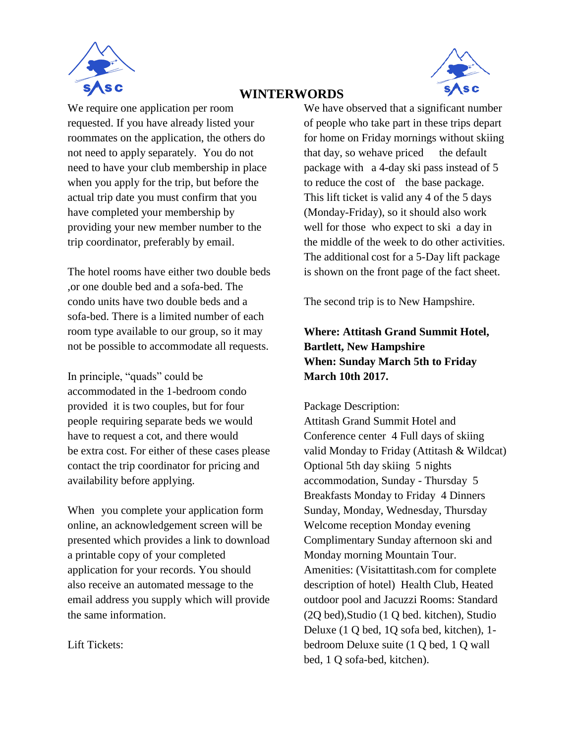## WINTERWORDS

We require one application per room requested. If you have already listed your roommates on the application, the others do not need to apply separately. You do not need to have your club membership in place when you apply for the trip, but before the actual trip date you must confirm that you have completed your membership by providing your new member number to the trip coordinator, preferably by email.

The hotel rooms have either two double beds ,or one double bed and a sofa-bed. The condo units have two double beds and a sofa-bed. There is a limited number of each room type available to our group, so it may not be possible to accommodate all requests.

In principle, "quads" could be accommodated in the 1-bedroom condo provided it is two couples, but for four people requiring separate beds we would have to request a cot, and there would be extra cost. For either of these cases please contact the trip coordinator for pricing and availability before applying.

When you complete your application form online, an acknowledgement screen will be presented which provides a link to download a printable copy of your completed application for your records. You should also receive an automated message to the email address you supply which will provide the same information.

Lift Tickets:

We have observed that a significant number of people who take part in these trips depart for home on Friday mornings without skiing that day, so wehave priced the default package with a 4-day ski pass instead of 5 to reduce the cost of the base package. This lift ticket is valid any 4 of the 5 days (Monday-Friday), so it should also work well for those who expect to ski a day in the middle of the week to do other activities. The additional cost for a 5-Day lift package is shown on the front page of the fact sheet.

The second trip is to New Hampshire.

**Where: Attitash Grand Summit Hotel, Bartlett, New Hampshire**
**When: Sunday March 5th to Friday March 10th 2017.**

Package Description:
Attitash Grand Summit Hotel and Conference center 4 Full days of skiing valid Monday to Friday (Attitash & Wildcat) Optional 5th day skiing 5 nights accommodation, Sunday - Thursday 5 Breakfasts Monday to Friday 4 Dinners Sunday, Monday, Wednesday, Thursday Welcome reception Monday evening Complimentary Sunday afternoon ski and Monday morning Mountain Tour.
Amenities: (Visitattitash.com for complete description of hotel) Health Club, Heated outdoor pool and Jacuzzi Rooms: Standard (2Q bed),Studio (1 Q bed. kitchen), Studio Deluxe (1 Q bed, 1Q sofa bed, kitchen), 1-bedroom Deluxe suite (1 Q bed, 1 Q wall bed, 1 Q sofa-bed, kitchen).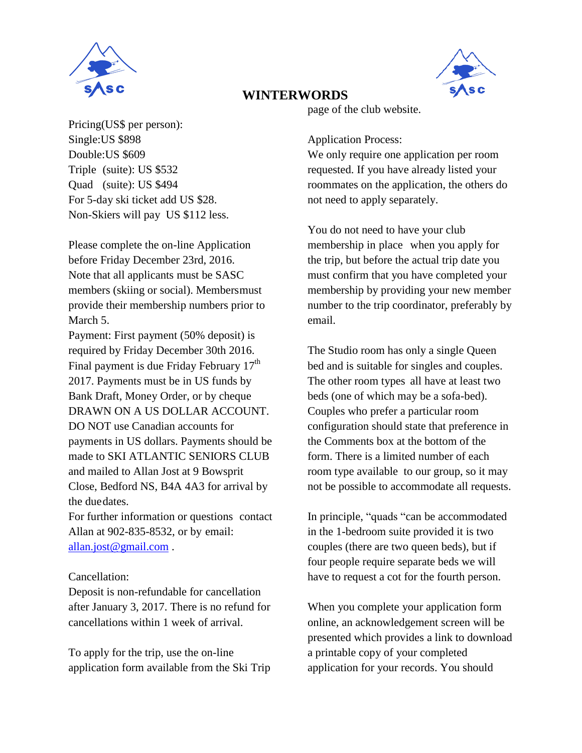# WINTERWORDS

Pricing(US$ per person):
Single:US $898
Double:US $609
Triple (suite): US $532
Quad (suite): US $494
For 5-day ski ticket add US $28.
Non-Skiers will pay US $112 less.

Please complete the on-line Application before Friday December 23rd, 2016. Note that all applicants must be SASC members (skiing or social). Members must provide their membership numbers prior to March 5.

Payment: First payment (50% deposit) is required by Friday December 30th 2016. Final payment is due Friday February 17th 2017. Payments must be in US funds by Bank Draft, Money Order, or by cheque DRAWN ON A US DOLLAR ACCOUNT. DO NOT use Canadian accounts for payments in US dollars. Payments should be made to SKI ATLANTIC SENIORS CLUB and mailed to Allan Jost at 9 Bowsprit Close, Bedford NS, B4A 4A3 for arrival by the due dates.

For further information or questions contact Allan at 902-835-8532, or by email: allan.jost@gmail.com .

Cancellation:
Deposit is non-refundable for cancellation after January 3, 2017. There is no refund for cancellations within 1 week of arrival.

To apply for the trip, use the on-line application form available from the Ski Trip page of the club website.

Application Process:
We only require one application per room requested. If you have already listed your roommates on the application, the others do not need to apply separately.

You do not need to have your club membership in place when you apply for the trip, but before the actual trip date you must confirm that you have completed your membership by providing your new member number to the trip coordinator, preferably by email.

The Studio room has only a single Queen bed and is suitable for singles and couples. The other room types all have at least two beds (one of which may be a sofa-bed). Couples who prefer a particular room configuration should state that preference in the Comments box at the bottom of the form. There is a limited number of each room type available to our group, so it may not be possible to accommodate all requests.

In principle, "quads "can be accommodated in the 1-bedroom suite provided it is two couples (there are two queen beds), but if four people require separate beds we will have to request a cot for the fourth person.

When you complete your application form online, an acknowledgement screen will be presented which provides a link to download a printable copy of your completed application for your records. You should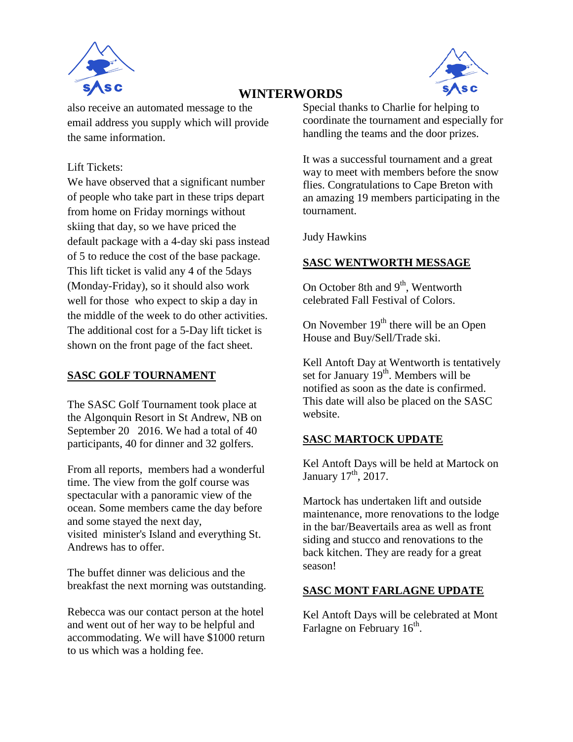# WINTERWORDS

also receive an automated message to the email address you supply which will provide the same information.

Lift Tickets:
We have observed that a significant number of people who take part in these trips depart from home on Friday mornings without skiing that day, so we have priced the default package with a 4-day ski pass instead of 5 to reduce the cost of the base package. This lift ticket is valid any 4 of the 5days (Monday-Friday), so it should also work well for those who expect to skip a day in the middle of the week to do other activities. The additional cost for a 5-Day lift ticket is shown on the front page of the fact sheet.

## SASC GOLF TOURNAMENT

The SASC Golf Tournament took place at the Algonquin Resort in St Andrew, NB on September 20 2016. We had a total of 40 participants, 40 for dinner and 32 golfers.

From all reports, members had a wonderful time. The view from the golf course was spectacular with a panoramic view of the ocean. Some members came the day before and some stayed the next day, visited minister's Island and everything St. Andrews has to offer.

The buffet dinner was delicious and the breakfast the next morning was outstanding.

Rebecca was our contact person at the hotel and went out of her way to be helpful and accommodating. We will have $1000 return to us which was a holding fee.

Special thanks to Charlie for helping to coordinate the tournament and especially for handling the teams and the door prizes.

It was a successful tournament and a great way to meet with members before the snow flies. Congratulations to Cape Breton with an amazing 19 members participating in the tournament.

Judy Hawkins

## SASC WENTWORTH MESSAGE

On October 8th and 9th, Wentworth celebrated Fall Festival of Colors.

On November 19th there will be an Open House and Buy/Sell/Trade ski.

Kell Antoft Day at Wentworth is tentatively set for January 19th. Members will be notified as soon as the date is confirmed. This date will also be placed on the SASC website.

## SASC MARTOCK UPDATE

Kel Antoft Days will be held at Martock on January 17th, 2017.

Martock has undertaken lift and outside maintenance, more renovations to the lodge in the bar/Beavertails area as well as front siding and stucco and renovations to the back kitchen. They are ready for a great season!

## SASC MONT FARLAGNE UPDATE

Kel Antoft Days will be celebrated at Mont Farlagne on February 16th.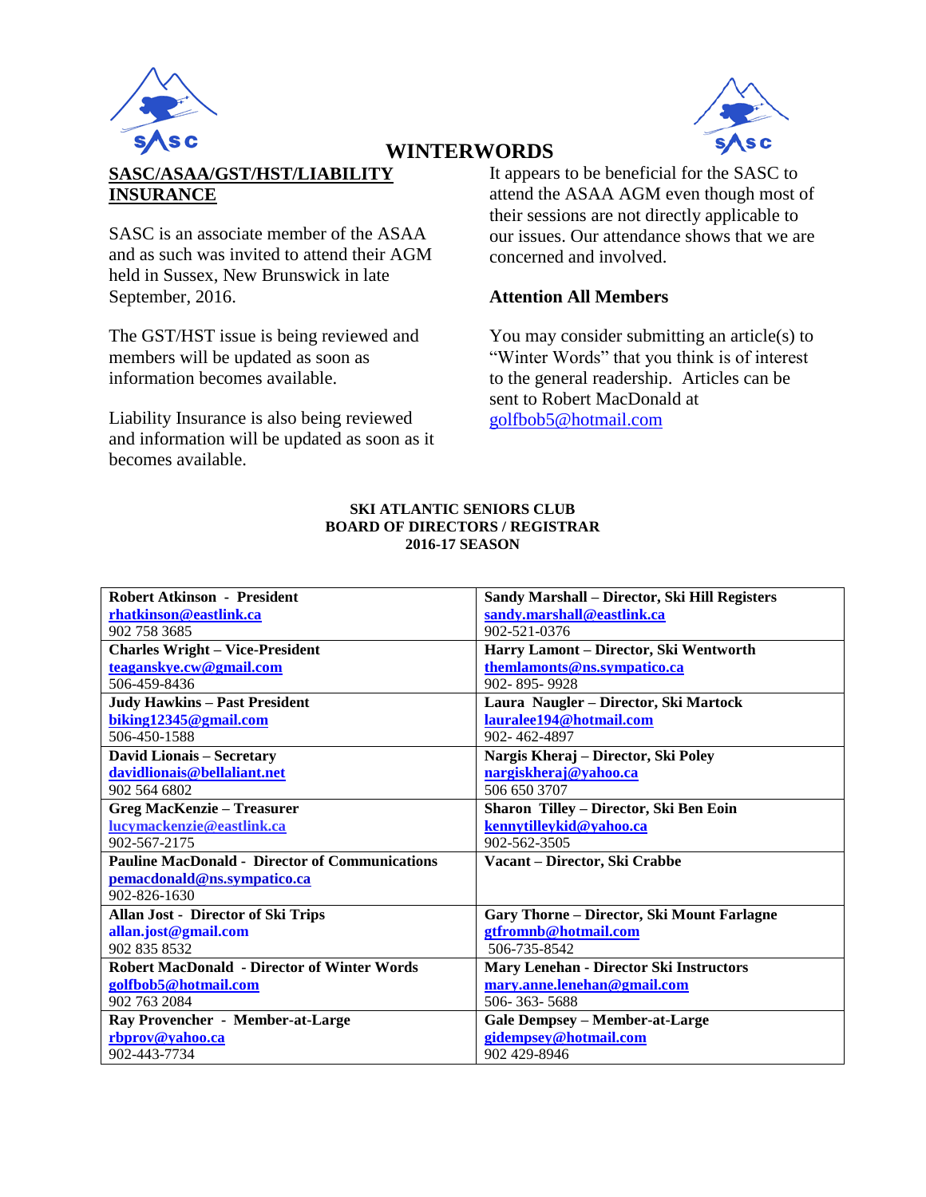# WINTERWORDS

## SASC/ASAA/GST/HST/LIABILITY INSURANCE

SASC is an associate member of the ASAA and as such was invited to attend their AGM held in Sussex, New Brunswick in late September, 2016.

The GST/HST issue is being reviewed and members will be updated as soon as information becomes available.

Liability Insurance is also being reviewed and information will be updated as soon as it becomes available.

It appears to be beneficial for the SASC to attend the ASAA AGM even though most of their sessions are not directly applicable to our issues. Our attendance shows that we are concerned and involved.

### Attention All Members

You may consider submitting an article(s) to "Winter Words" that you think is of interest to the general readership. Articles can be sent to Robert MacDonald at golfbob5@hotmail.com

**SKI ATLANTIC SENIORS CLUB**
**BOARD OF DIRECTORS / REGISTRAR**
**2016-17 SEASON**

| | |
|---|---|
| **Robert Atkinson - President**<br>rhatkinson@eastlink.ca<br>902 758 3685 | **Sandy Marshall – Director, Ski Hill Registers**<br>sandy.marshall@eastlink.ca<br>902-521-0376 |
| **Charles Wright – Vice-President**<br>teaganskye.cw@gmail.com<br>506-459-8436 | **Harry Lamont – Director, Ski Wentworth**<br>themlamonts@ns.sympatico.ca<br>902- 895- 9928 |
| **Judy Hawkins – Past President**<br>biking12345@gmail.com<br>506-450-1588 | **Laura Naugler – Director, Ski Martock**<br>lauralee194@hotmail.com<br>902- 462-4897 |
| **David Lionais – Secretary**<br>davidlionais@bellaliant.net<br>902 564 6802 | **Nargis Kheraj – Director, Ski Poley**<br>nargiskheraj@yahoo.ca<br>506 650 3707 |
| **Greg MacKenzie – Treasurer**<br>lucymackenzie@eastlink.ca<br>902-567-2175 | **Sharon Tilley – Director, Ski Ben Eoin**<br>kennytilleykid@yahoo.ca<br>902-562-3505 |
| **Pauline MacDonald - Director of Communications**<br>pemacdonald@ns.sympatico.ca<br>902-826-1630 | **Vacant – Director, Ski Crabbe** |
| **Allan Jost - Director of Ski Trips**<br>allan.jost@gmail.com<br>902 835 8532 | **Gary Thorne – Director, Ski Mount Farlagne**<br>gtfromnb@hotmail.com<br>506-735-8542 |
| **Robert MacDonald - Director of Winter Words**<br>golfbob5@hotmail.com<br>902 763 2084 | **Mary Lenehan - Director Ski Instructors**<br>mary.anne.lenehan@gmail.com<br>506- 363- 5688 |
| **Ray Provencher - Member-at-Large**<br>rbprov@yahoo.ca<br>902-443-7734 | **Gale Dempsey – Member-at-Large**<br>gidempsey@hotmail.com<br>902 429-8946 |